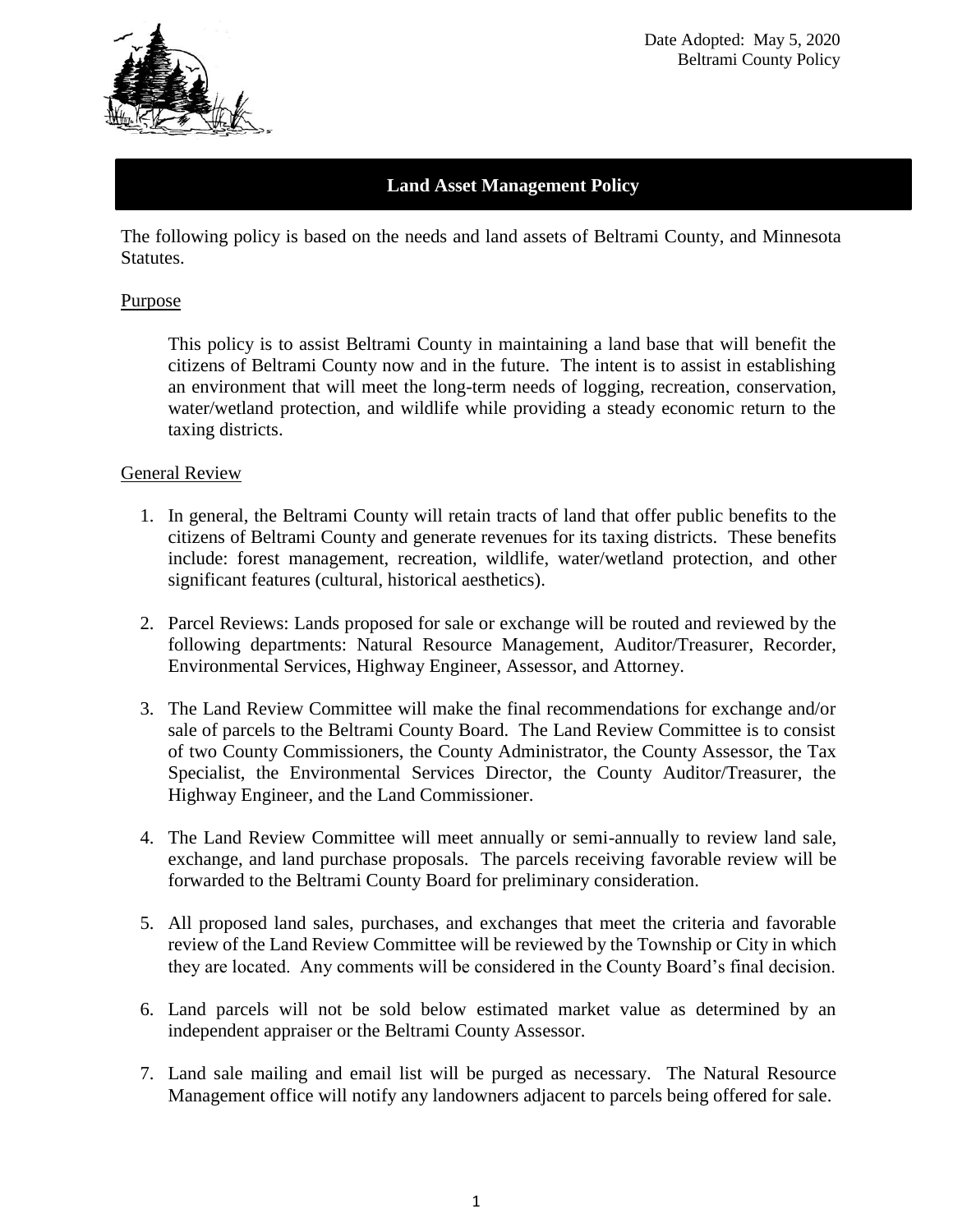Date Adopted: May 5, 2020
Beltrami County Policy

# Land Asset Management Policy

The following policy is based on the needs and land assets of Beltrami County, and Minnesota Statutes.

## Purpose

This policy is to assist Beltrami County in maintaining a land base that will benefit the citizens of Beltrami County now and in the future. The intent is to assist in establishing an environment that will meet the long-term needs of logging, recreation, conservation, water/wetland protection, and wildlife while providing a steady economic return to the taxing districts.

## General Review

1. In general, the Beltrami County will retain tracts of land that offer public benefits to the citizens of Beltrami County and generate revenues for its taxing districts. These benefits include: forest management, recreation, wildlife, water/wetland protection, and other significant features (cultural, historical aesthetics).
2. Parcel Reviews: Lands proposed for sale or exchange will be routed and reviewed by the following departments: Natural Resource Management, Auditor/Treasurer, Recorder, Environmental Services, Highway Engineer, Assessor, and Attorney.
3. The Land Review Committee will make the final recommendations for exchange and/or sale of parcels to the Beltrami County Board. The Land Review Committee is to consist of two County Commissioners, the County Administrator, the County Assessor, the Tax Specialist, the Environmental Services Director, the County Auditor/Treasurer, the Highway Engineer, and the Land Commissioner.
4. The Land Review Committee will meet annually or semi-annually to review land sale, exchange, and land purchase proposals. The parcels receiving favorable review will be forwarded to the Beltrami County Board for preliminary consideration.
5. All proposed land sales, purchases, and exchanges that meet the criteria and favorable review of the Land Review Committee will be reviewed by the Township or City in which they are located. Any comments will be considered in the County Board's final decision.
6. Land parcels will not be sold below estimated market value as determined by an independent appraiser or the Beltrami County Assessor.
7. Land sale mailing and email list will be purged as necessary. The Natural Resource Management office will notify any landowners adjacent to parcels being offered for sale.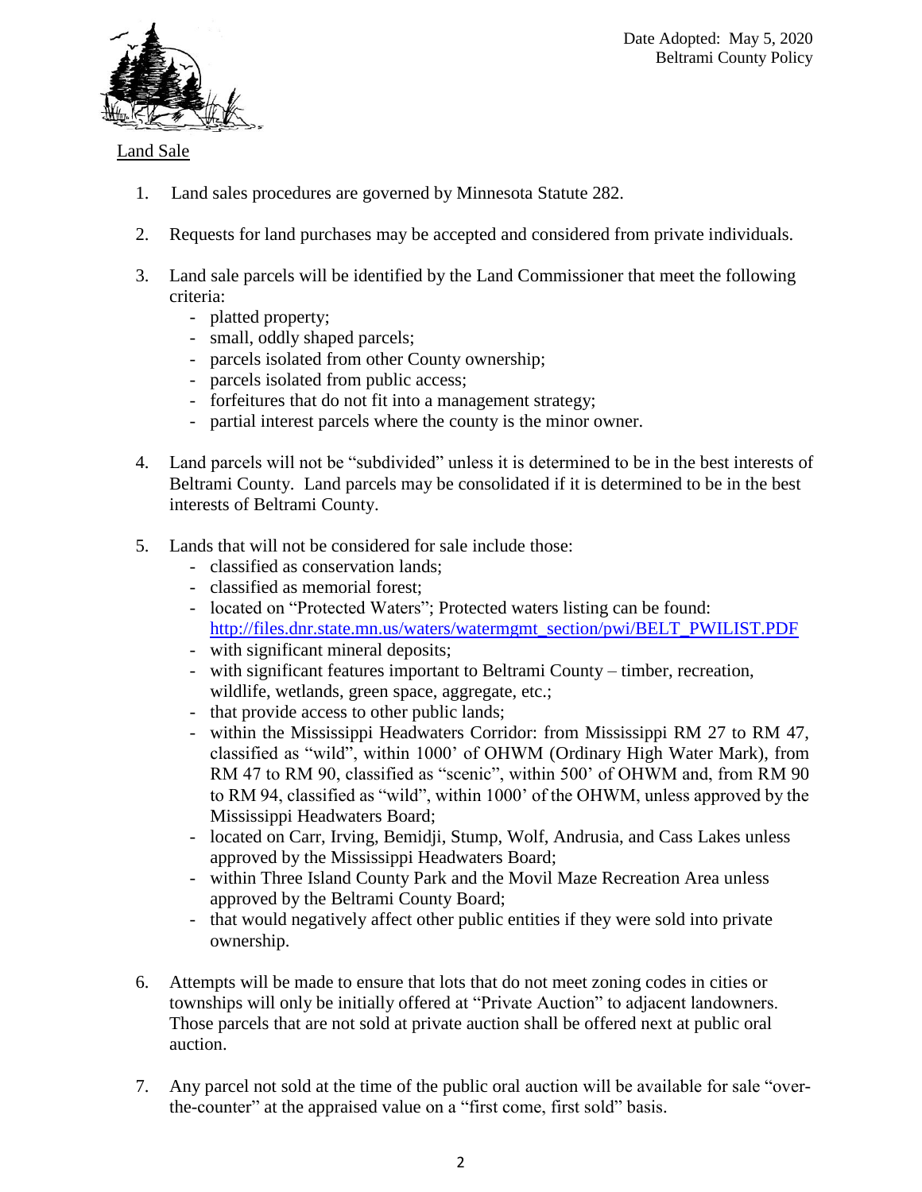Date Adopted: May 5, 2020
Beltrami County Policy

## Land Sale

1. Land sales procedures are governed by Minnesota Statute 282.

2. Requests for land purchases may be accepted and considered from private individuals.

3. Land sale parcels will be identified by the Land Commissioner that meet the following criteria:
   - platted property;
   - small, oddly shaped parcels;
   - parcels isolated from other County ownership;
   - parcels isolated from public access;
   - forfeitures that do not fit into a management strategy;
   - partial interest parcels where the county is the minor owner.

4. Land parcels will not be "subdivided" unless it is determined to be in the best interests of Beltrami County. Land parcels may be consolidated if it is determined to be in the best interests of Beltrami County.

5. Lands that will not be considered for sale include those:
   - classified as conservation lands;
   - classified as memorial forest;
   - located on "Protected Waters"; Protected waters listing can be found: http://files.dnr.state.mn.us/waters/watermgmt_section/pwi/BELT_PWILIST.PDF
   - with significant mineral deposits;
   - with significant features important to Beltrami County – timber, recreation, wildlife, wetlands, green space, aggregate, etc.;
   - that provide access to other public lands;
   - within the Mississippi Headwaters Corridor: from Mississippi RM 27 to RM 47, classified as "wild", within 1000' of OHWM (Ordinary High Water Mark), from RM 47 to RM 90, classified as "scenic", within 500' of OHWM and, from RM 90 to RM 94, classified as "wild", within 1000' of the OHWM, unless approved by the Mississippi Headwaters Board;
   - located on Carr, Irving, Bemidji, Stump, Wolf, Andrusia, and Cass Lakes unless approved by the Mississippi Headwaters Board;
   - within Three Island County Park and the Movil Maze Recreation Area unless approved by the Beltrami County Board;
   - that would negatively affect other public entities if they were sold into private ownership.

6. Attempts will be made to ensure that lots that do not meet zoning codes in cities or townships will only be initially offered at "Private Auction" to adjacent landowners. Those parcels that are not sold at private auction shall be offered next at public oral auction.

7. Any parcel not sold at the time of the public oral auction will be available for sale "over-the-counter" at the appraised value on a "first come, first sold" basis.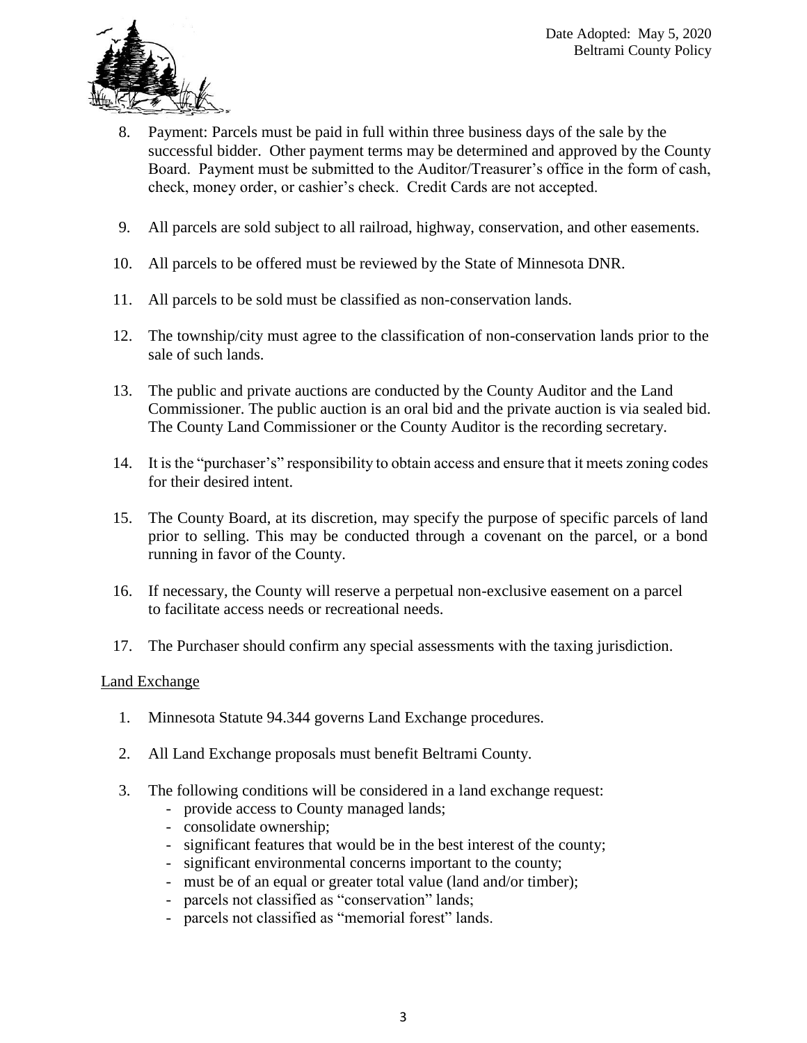8. Payment: Parcels must be paid in full within three business days of the sale by the successful bidder. Other payment terms may be determined and approved by the County Board. Payment must be submitted to the Auditor/Treasurer's office in the form of cash, check, money order, or cashier's check. Credit Cards are not accepted.

9. All parcels are sold subject to all railroad, highway, conservation, and other easements.

10. All parcels to be offered must be reviewed by the State of Minnesota DNR.

11. All parcels to be sold must be classified as non-conservation lands.

12. The township/city must agree to the classification of non-conservation lands prior to the sale of such lands.

13. The public and private auctions are conducted by the County Auditor and the Land Commissioner. The public auction is an oral bid and the private auction is via sealed bid. The County Land Commissioner or the County Auditor is the recording secretary.

14. It is the "purchaser's" responsibility to obtain access and ensure that it meets zoning codes for their desired intent.

15. The County Board, at its discretion, may specify the purpose of specific parcels of land prior to selling. This may be conducted through a covenant on the parcel, or a bond running in favor of the County.

16. If necessary, the County will reserve a perpetual non-exclusive easement on a parcel to facilitate access needs or recreational needs.

17. The Purchaser should confirm any special assessments with the taxing jurisdiction.

## Land Exchange

1. Minnesota Statute 94.344 governs Land Exchange procedures.

2. All Land Exchange proposals must benefit Beltrami County.

3. The following conditions will be considered in a land exchange request:
   - provide access to County managed lands;
   - consolidate ownership;
   - significant features that would be in the best interest of the county;
   - significant environmental concerns important to the county;
   - must be of an equal or greater total value (land and/or timber);
   - parcels not classified as "conservation" lands;
   - parcels not classified as "memorial forest" lands.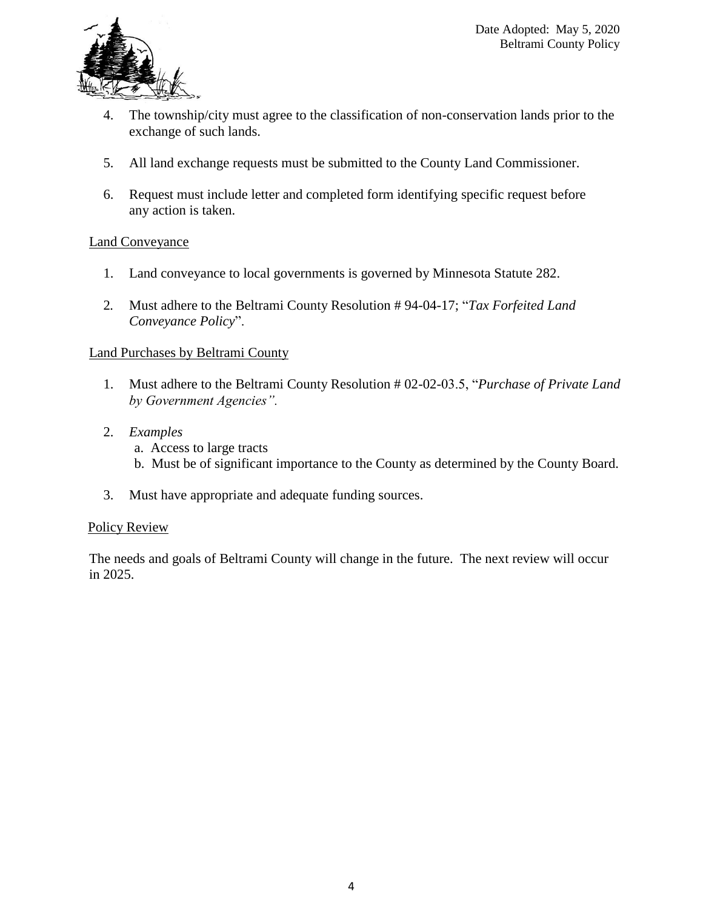4. The township/city must agree to the classification of non-conservation lands prior to the exchange of such lands.

5. All land exchange requests must be submitted to the County Land Commissioner.

6. Request must include letter and completed form identifying specific request before any action is taken.

Land Conveyance

1. Land conveyance to local governments is governed by Minnesota Statute 282.

2. Must adhere to the Beltrami County Resolution # 94-04-17; "*Tax Forfeited Land Conveyance Policy*".

Land Purchases by Beltrami County

1. Must adhere to the Beltrami County Resolution # 02-02-03.5, "*Purchase of Private Land by Government Agencies".*

2. *Examples*
   a. Access to large tracts
   b. Must be of significant importance to the County as determined by the County Board.

3. Must have appropriate and adequate funding sources.

Policy Review

The needs and goals of Beltrami County will change in the future. The next review will occur in 2025.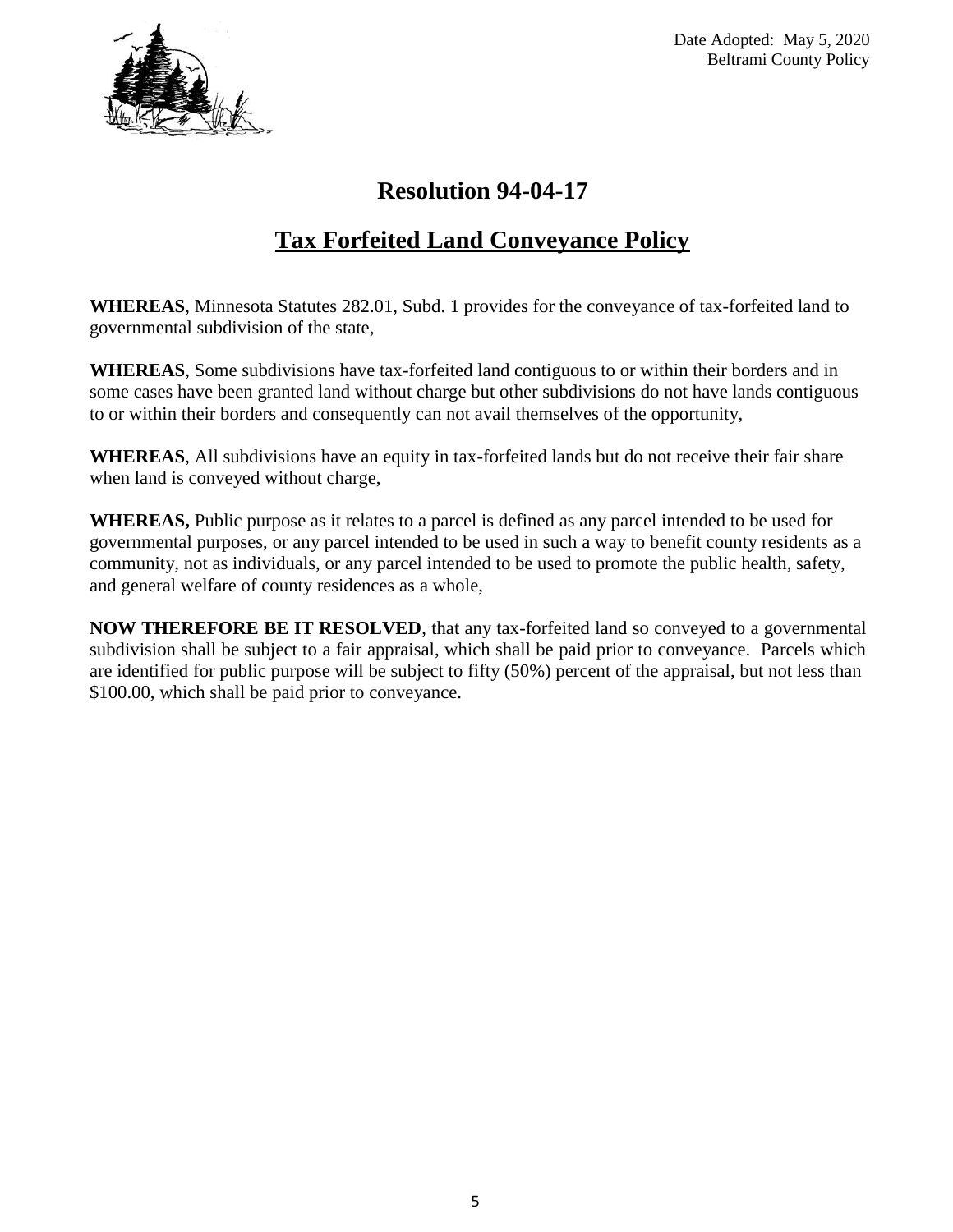Date Adopted: May 5, 2020
Beltrami County Policy

# Resolution 94-04-17

## Tax Forfeited Land Conveyance Policy

**WHEREAS**, Minnesota Statutes 282.01, Subd. 1 provides for the conveyance of tax-forfeited land to governmental subdivision of the state,

**WHEREAS**, Some subdivisions have tax-forfeited land contiguous to or within their borders and in some cases have been granted land without charge but other subdivisions do not have lands contiguous to or within their borders and consequently can not avail themselves of the opportunity,

**WHEREAS**, All subdivisions have an equity in tax-forfeited lands but do not receive their fair share when land is conveyed without charge,

**WHEREAS,** Public purpose as it relates to a parcel is defined as any parcel intended to be used for governmental purposes, or any parcel intended to be used in such a way to benefit county residents as a community, not as individuals, or any parcel intended to be used to promote the public health, safety, and general welfare of county residences as a whole,

**NOW THEREFORE BE IT RESOLVED**, that any tax-forfeited land so conveyed to a governmental subdivision shall be subject to a fair appraisal, which shall be paid prior to conveyance. Parcels which are identified for public purpose will be subject to fifty (50%) percent of the appraisal, but not less than $100.00, which shall be paid prior to conveyance.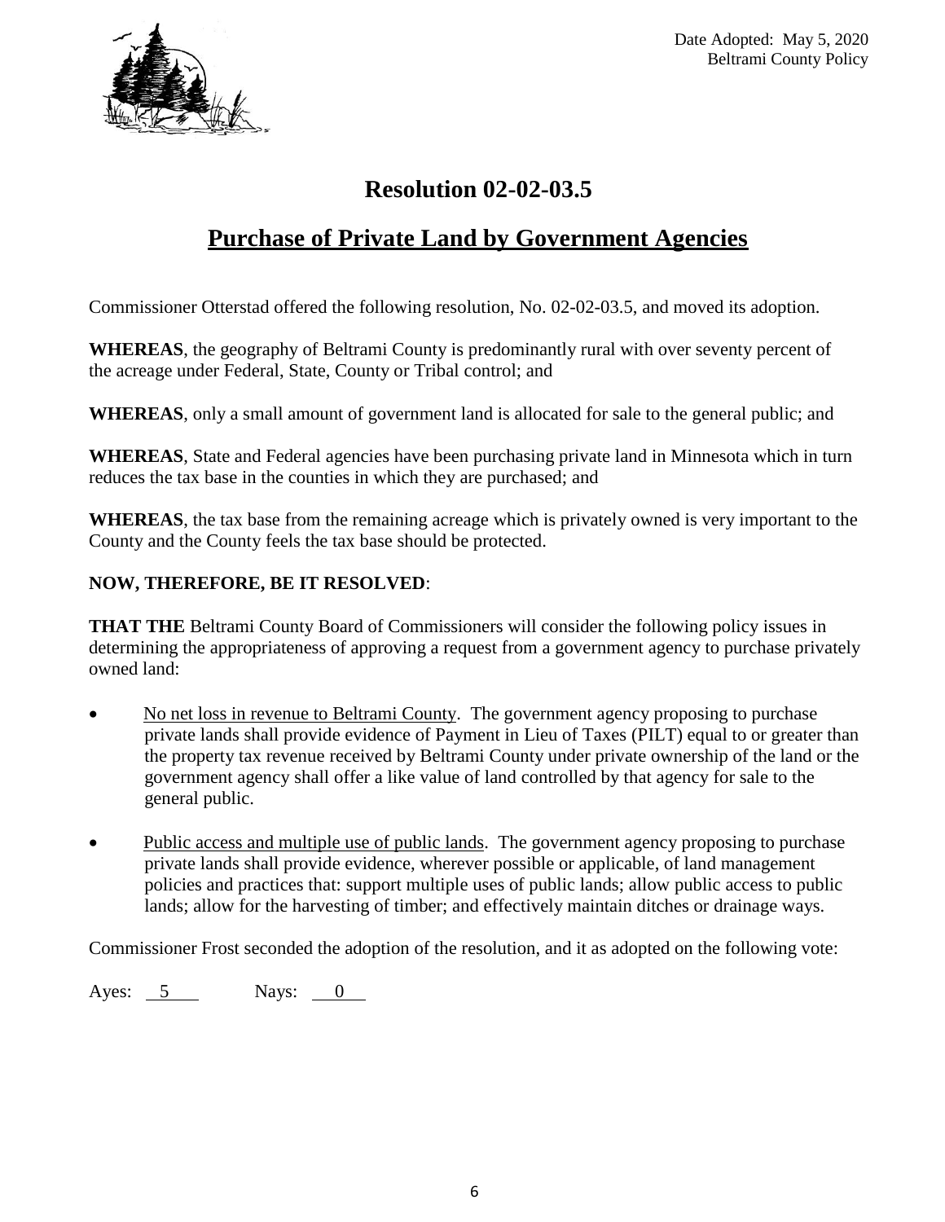Date Adopted: May 5, 2020
Beltrami County Policy

# Resolution 02-02-03.5

## Purchase of Private Land by Government Agencies

Commissioner Otterstad offered the following resolution, No. 02-02-03.5, and moved its adoption.

**WHEREAS**, the geography of Beltrami County is predominantly rural with over seventy percent of the acreage under Federal, State, County or Tribal control; and

**WHEREAS**, only a small amount of government land is allocated for sale to the general public; and

**WHEREAS**, State and Federal agencies have been purchasing private land in Minnesota which in turn reduces the tax base in the counties in which they are purchased; and

**WHEREAS**, the tax base from the remaining acreage which is privately owned is very important to the County and the County feels the tax base should be protected.

**NOW, THEREFORE, BE IT RESOLVED**:

**THAT THE** Beltrami County Board of Commissioners will consider the following policy issues in determining the appropriateness of approving a request from a government agency to purchase privately owned land:

- No net loss in revenue to Beltrami County. The government agency proposing to purchase private lands shall provide evidence of Payment in Lieu of Taxes (PILT) equal to or greater than the property tax revenue received by Beltrami County under private ownership of the land or the government agency shall offer a like value of land controlled by that agency for sale to the general public.

- Public access and multiple use of public lands. The government agency proposing to purchase private lands shall provide evidence, wherever possible or applicable, of land management policies and practices that: support multiple uses of public lands; allow public access to public lands; allow for the harvesting of timber; and effectively maintain ditches or drainage ways.

Commissioner Frost seconded the adoption of the resolution, and it as adopted on the following vote:

Ayes: 5 Nays: 0